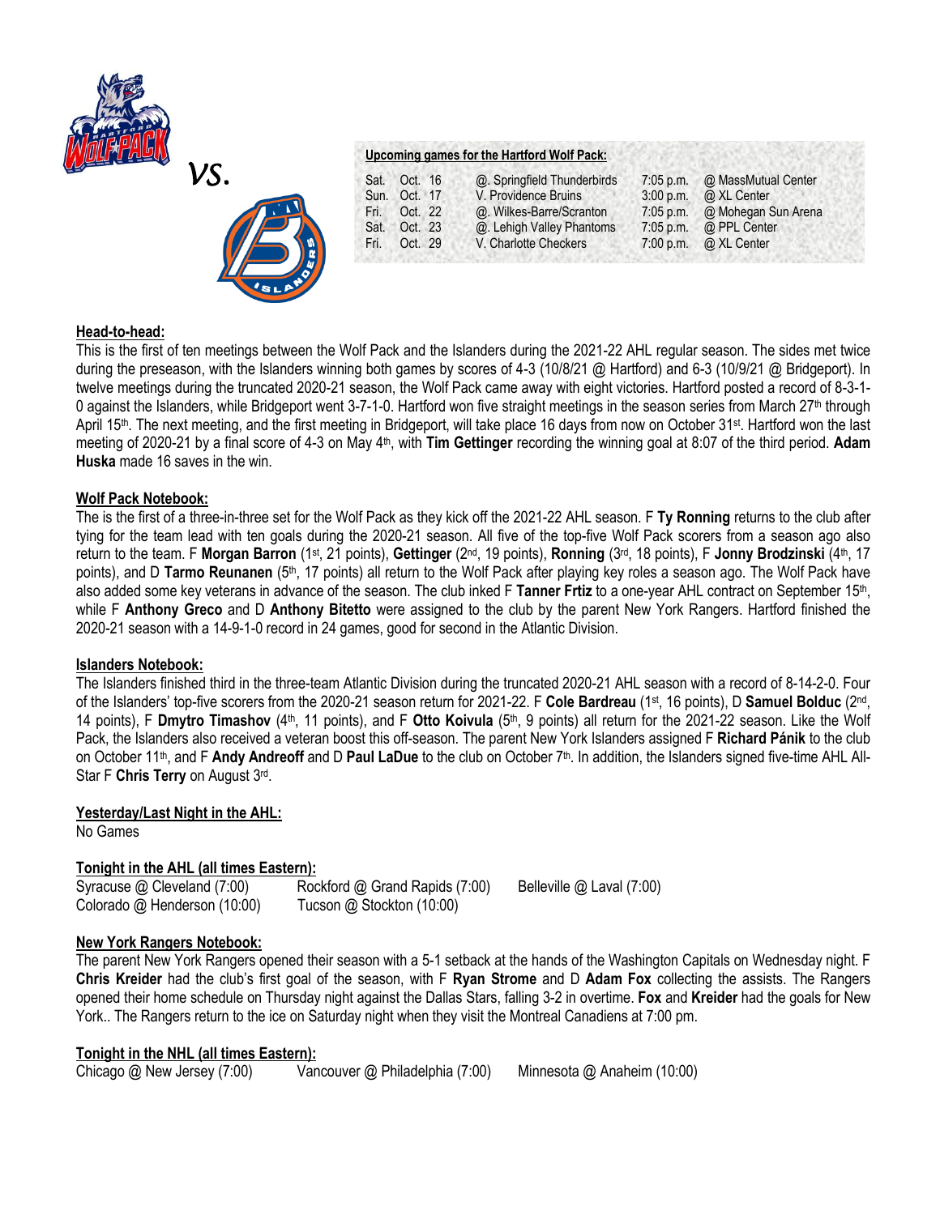vs.

**Upcoming games for the Hartford Wolf Pack:**

| | | | | |
|---|---|---|---|---|
| Sat. | Oct. 16 | @. Springfield Thunderbirds | 7:05 p.m. | @ MassMutual Center |
| Sun. | Oct. 17 | V. Providence Bruins | 3:00 p.m. | @ XL Center |
| Fri. | Oct. 22 | @. Wilkes-Barre/Scranton | 7:05 p.m. | @ Mohegan Sun Arena |
| Sat. | Oct. 23 | @. Lehigh Valley Phantoms | 7:05 p.m. | @ PPL Center |
| Fri. | Oct. 29 | V. Charlotte Checkers | 7:00 p.m. | @ XL Center |

**Head-to-head:**

This is the first of ten meetings between the Wolf Pack and the Islanders during the 2021-22 AHL regular season. The sides met twice during the preseason, with the Islanders winning both games by scores of 4-3 (10/8/21 @ Hartford) and 6-3 (10/9/21 @ Bridgeport). In twelve meetings during the truncated 2020-21 season, the Wolf Pack came away with eight victories. Hartford posted a record of 8-3-1-0 against the Islanders, while Bridgeport went 3-7-1-0. Hartford won five straight meetings in the season series from March 27th through April 15th. The next meeting, and the first meeting in Bridgeport, will take place 16 days from now on October 31st. Hartford won the last meeting of 2020-21 by a final score of 4-3 on May 4th, with **Tim Gettinger** recording the winning goal at 8:07 of the third period. **Adam Huska** made 16 saves in the win.

**Wolf Pack Notebook:**

The is the first of a three-in-three set for the Wolf Pack as they kick off the 2021-22 AHL season. F **Ty Ronning** returns to the club after tying for the team lead with ten goals during the 2020-21 season. All five of the top-five Wolf Pack scorers from a season ago also return to the team. F **Morgan Barron** (1st, 21 points), **Gettinger** (2nd, 19 points), **Ronning** (3rd, 18 points), F **Jonny Brodzinski** (4th, 17 points), and D **Tarmo Reunanen** (5th, 17 points) all return to the Wolf Pack after playing key roles a season ago. The Wolf Pack have also added some key veterans in advance of the season. The club inked F **Tanner Frtiz** to a one-year AHL contract on September 15th, while F **Anthony Greco** and D **Anthony Bitetto** were assigned to the club by the parent New York Rangers. Hartford finished the 2020-21 season with a 14-9-1-0 record in 24 games, good for second in the Atlantic Division.

**Islanders Notebook:**

The Islanders finished third in the three-team Atlantic Division during the truncated 2020-21 AHL season with a record of 8-14-2-0. Four of the Islanders' top-five scorers from the 2020-21 season return for 2021-22. F **Cole Bardreau** (1st, 16 points), D **Samuel Bolduc** (2nd, 14 points), F **Dmytro Timashov** (4th, 11 points), and F **Otto Koivula** (5th, 9 points) all return for the 2021-22 season. Like the Wolf Pack, the Islanders also received a veteran boost this off-season. The parent New York Islanders assigned F **Richard Pánik** to the club on October 11th, and F **Andy Andreoff** and D **Paul LaDue** to the club on October 7th. In addition, the Islanders signed five-time AHL All-Star F **Chris Terry** on August 3rd.

**Yesterday/Last Night in the AHL:**

No Games

**Tonight in the AHL (all times Eastern):**

Syracuse @ Cleveland (7:00)
Rockford @ Grand Rapids (7:00)
Belleville @ Laval (7:00)
Colorado @ Henderson (10:00)
Tucson @ Stockton (10:00)

**New York Rangers Notebook:**

The parent New York Rangers opened their season with a 5-1 setback at the hands of the Washington Capitals on Wednesday night. F **Chris Kreider** had the club's first goal of the season, with F **Ryan Strome** and D **Adam Fox** collecting the assists. The Rangers opened their home schedule on Thursday night against the Dallas Stars, falling 3-2 in overtime. **Fox** and **Kreider** had the goals for New York.. The Rangers return to the ice on Saturday night when they visit the Montreal Canadiens at 7:00 pm.

**Tonight in the NHL (all times Eastern):**

Chicago @ New Jersey (7:00)
Vancouver @ Philadelphia (7:00)
Minnesota @ Anaheim (10:00)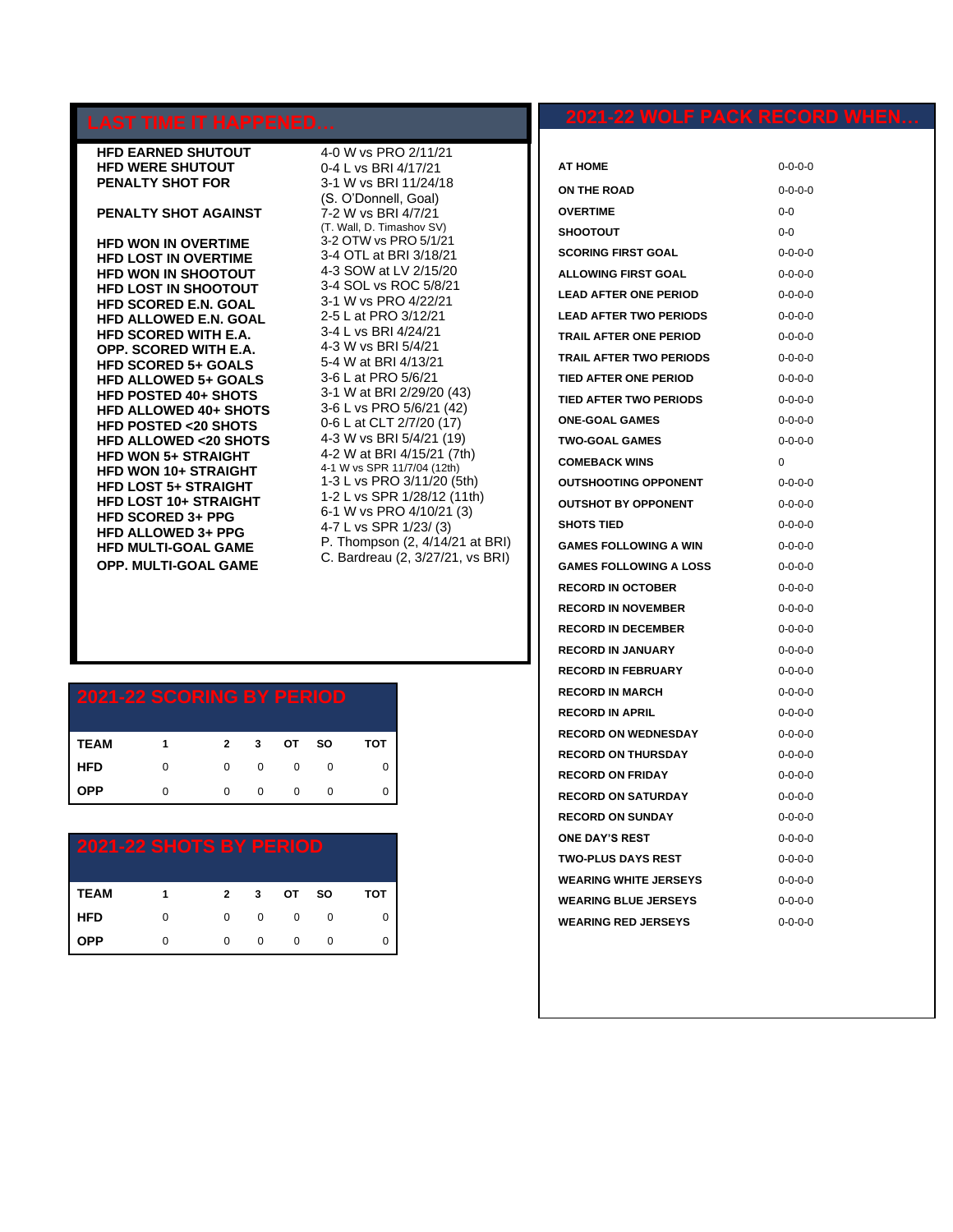## LAST TIME IT HAPPENED…

| | |
|---|---|
| HFD EARNED SHUTOUT | 4-0 W vs PRO 2/11/21 |
| HFD WERE SHUTOUT | 0-4 L vs BRI 4/17/21 |
| PENALTY SHOT FOR | 3-1 W vs BRI 11/24/18 (S. O'Donnell, Goal) |
| PENALTY SHOT AGAINST | 7-2 W vs BRI 4/7/21 (T. Wall, D. Timashov SV) |
| HFD WON IN OVERTIME | 3-2 OTW vs PRO 5/1/21 |
| HFD LOST IN OVERTIME | 3-4 OTL at BRI 3/18/21 |
| HFD WON IN SHOOTOUT | 4-3 SOW at LV 2/15/20 |
| HFD LOST IN SHOOTOUT | 3-4 SOL vs ROC 5/8/21 |
| HFD SCORED E.N. GOAL | 3-1 W vs PRO 4/22/21 |
| HFD ALLOWED E.N. GOAL | 2-5 L at PRO 3/12/21 |
| HFD SCORED WITH E.A. | 3-4 L vs BRI 4/24/21 |
| OPP. SCORED WITH E.A. | 4-3 W vs BRI 5/4/21 |
| HFD SCORED 5+ GOALS | 5-4 W at BRI 4/13/21 |
| HFD ALLOWED 5+ GOALS | 3-6 L at PRO 5/6/21 |
| HFD POSTED 40+ SHOTS | 3-1 W at BRI 2/29/20 (43) |
| HFD ALLOWED 40+ SHOTS | 3-6 L vs PRO 5/6/21 (42) |
| HFD POSTED <20 SHOTS | 0-6 L at CLT 2/7/20 (17) |
| HFD ALLOWED <20 SHOTS | 4-3 W vs BRI 5/4/21 (19) |
| HFD WON 5+ STRAIGHT | 4-2 W at BRI 4/15/21 (7th) |
| HFD WON 10+ STRAIGHT | 4-1 W vs SPR 11/7/04 (12th) |
| HFD LOST 5+ STRAIGHT | 1-3 L vs PRO 3/11/20 (5th) |
| HFD LOST 10+ STRAIGHT | 1-2 L vs SPR 1/28/12 (11th) |
| HFD SCORED 3+ PPG | 6-1 W vs PRO 4/10/21 (3) |
| HFD ALLOWED 3+ PPG | 4-7 L vs SPR 1/23/ (3) |
| HFD MULTI-GOAL GAME | P. Thompson (2, 4/14/21 at BRI) |
| OPP. MULTI-GOAL GAME | C. Bardreau (2, 3/27/21, vs BRI) |

## 2021-22 SCORING BY PERIOD

| TEAM | 1 | 2 | 3 | OT | SO | TOT |
|---|---|---|---|---|---|---|
| HFD | 0 | 0 | 0 | 0 | 0 | 0 |
| OPP | 0 | 0 | 0 | 0 | 0 | 0 |

## 2021-22 SHOTS BY PERIOD

| TEAM | 1 | 2 | 3 | OT | SO | TOT |
|---|---|---|---|---|---|---|
| HFD | 0 | 0 | 0 | 0 | 0 | 0 |
| OPP | 0 | 0 | 0 | 0 | 0 | 0 |

## 2021-22 WOLF PACK RECORD WHEN…

| | |
|---|---|
| AT HOME | 0-0-0-0 |
| ON THE ROAD | 0-0-0-0 |
| OVERTIME | 0-0 |
| SHOOTOUT | 0-0 |
| SCORING FIRST GOAL | 0-0-0-0 |
| ALLOWING FIRST GOAL | 0-0-0-0 |
| LEAD AFTER ONE PERIOD | 0-0-0-0 |
| LEAD AFTER TWO PERIODS | 0-0-0-0 |
| TRAIL AFTER ONE PERIOD | 0-0-0-0 |
| TRAIL AFTER TWO PERIODS | 0-0-0-0 |
| TIED AFTER ONE PERIOD | 0-0-0-0 |
| TIED AFTER TWO PERIODS | 0-0-0-0 |
| ONE-GOAL GAMES | 0-0-0-0 |
| TWO-GOAL GAMES | 0-0-0-0 |
| COMEBACK WINS | 0 |
| OUTSHOOTING OPPONENT | 0-0-0-0 |
| OUTSHOT BY OPPONENT | 0-0-0-0 |
| SHOTS TIED | 0-0-0-0 |
| GAMES FOLLOWING A WIN | 0-0-0-0 |
| GAMES FOLLOWING A LOSS | 0-0-0-0 |
| RECORD IN OCTOBER | 0-0-0-0 |
| RECORD IN NOVEMBER | 0-0-0-0 |
| RECORD IN DECEMBER | 0-0-0-0 |
| RECORD IN JANUARY | 0-0-0-0 |
| RECORD IN FEBRUARY | 0-0-0-0 |
| RECORD IN MARCH | 0-0-0-0 |
| RECORD IN APRIL | 0-0-0-0 |
| RECORD ON WEDNESDAY | 0-0-0-0 |
| RECORD ON THURSDAY | 0-0-0-0 |
| RECORD ON FRIDAY | 0-0-0-0 |
| RECORD ON SATURDAY | 0-0-0-0 |
| RECORD ON SUNDAY | 0-0-0-0 |
| ONE DAY'S REST | 0-0-0-0 |
| TWO-PLUS DAYS REST | 0-0-0-0 |
| WEARING WHITE JERSEYS | 0-0-0-0 |
| WEARING BLUE JERSEYS | 0-0-0-0 |
| WEARING RED JERSEYS | 0-0-0-0 |